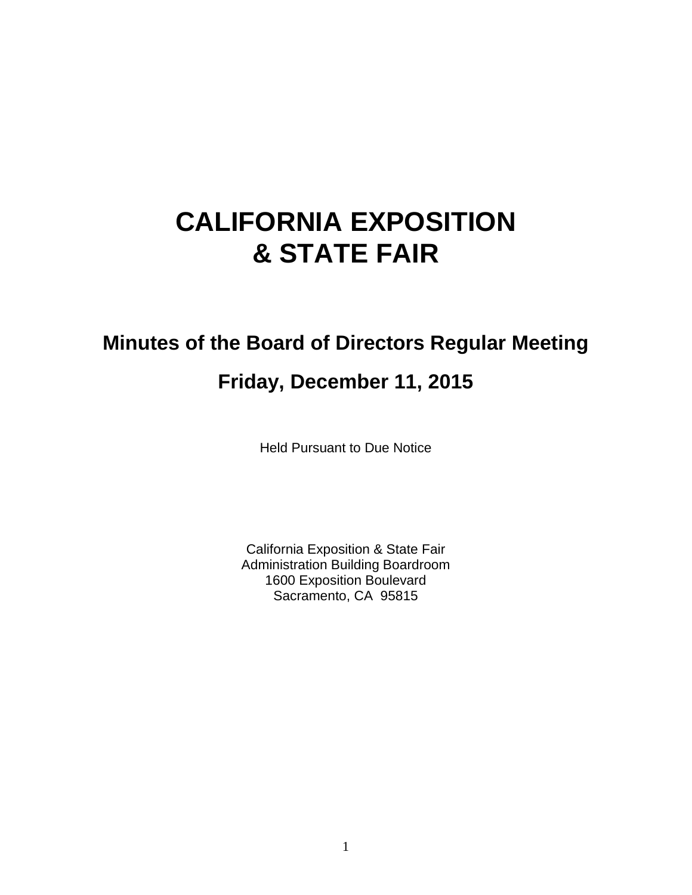# CALIFORNIA EXPOSITION & STATE FAIR

## Minutes of the Board of Directors Regular Meeting

## Friday, December 11, 2015

Held Pursuant to Due Notice

California Exposition & State Fair
Administration Building Boardroom
1600 Exposition Boulevard
Sacramento, CA 95815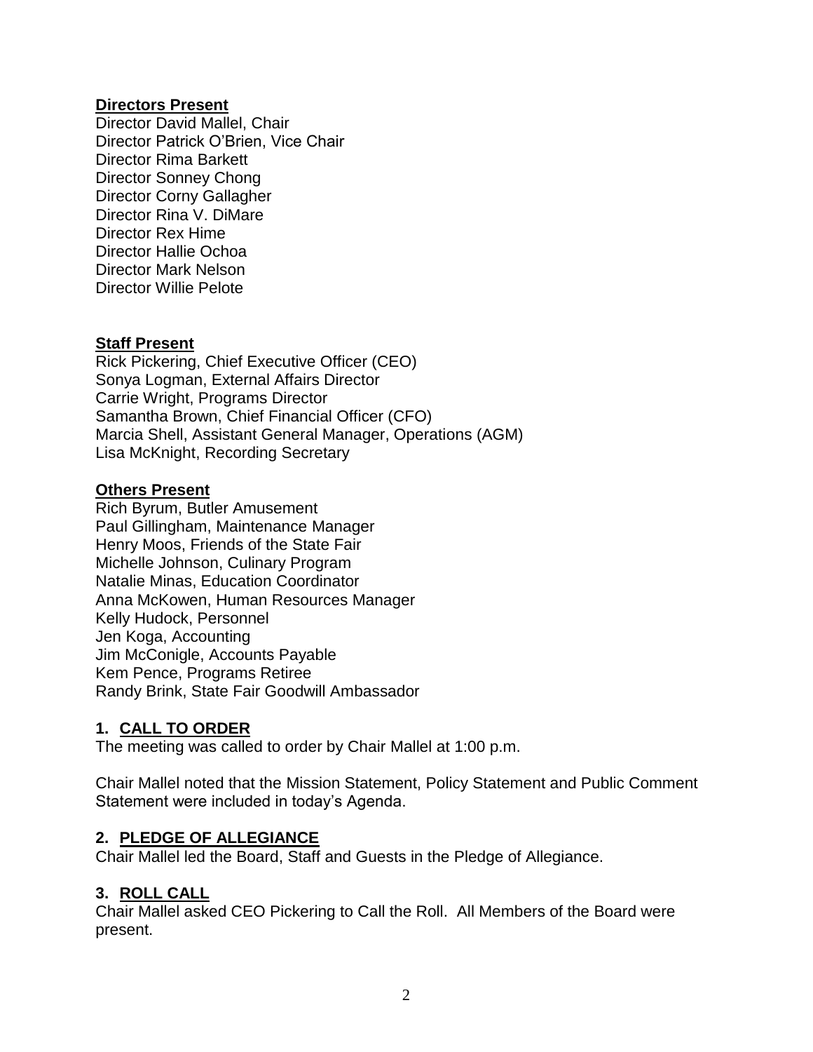**Directors Present**

Director David Mallel, Chair
Director Patrick O'Brien, Vice Chair
Director Rima Barkett
Director Sonney Chong
Director Corny Gallagher
Director Rina V. DiMare
Director Rex Hime
Director Hallie Ochoa
Director Mark Nelson
Director Willie Pelote

**Staff Present**

Rick Pickering, Chief Executive Officer (CEO)
Sonya Logman, External Affairs Director
Carrie Wright, Programs Director
Samantha Brown, Chief Financial Officer (CFO)
Marcia Shell, Assistant General Manager, Operations (AGM)
Lisa McKnight, Recording Secretary

**Others Present**

Rich Byrum, Butler Amusement
Paul Gillingham, Maintenance Manager
Henry Moos, Friends of the State Fair
Michelle Johnson, Culinary Program
Natalie Minas, Education Coordinator
Anna McKowen, Human Resources Manager
Kelly Hudock, Personnel
Jen Koga, Accounting
Jim McConigle, Accounts Payable
Kem Pence, Programs Retiree
Randy Brink, State Fair Goodwill Ambassador

## 1. CALL TO ORDER

The meeting was called to order by Chair Mallel at 1:00 p.m.

Chair Mallel noted that the Mission Statement, Policy Statement and Public Comment Statement were included in today's Agenda.

## 2. PLEDGE OF ALLEGIANCE

Chair Mallel led the Board, Staff and Guests in the Pledge of Allegiance.

## 3. ROLL CALL

Chair Mallel asked CEO Pickering to Call the Roll. All Members of the Board were present.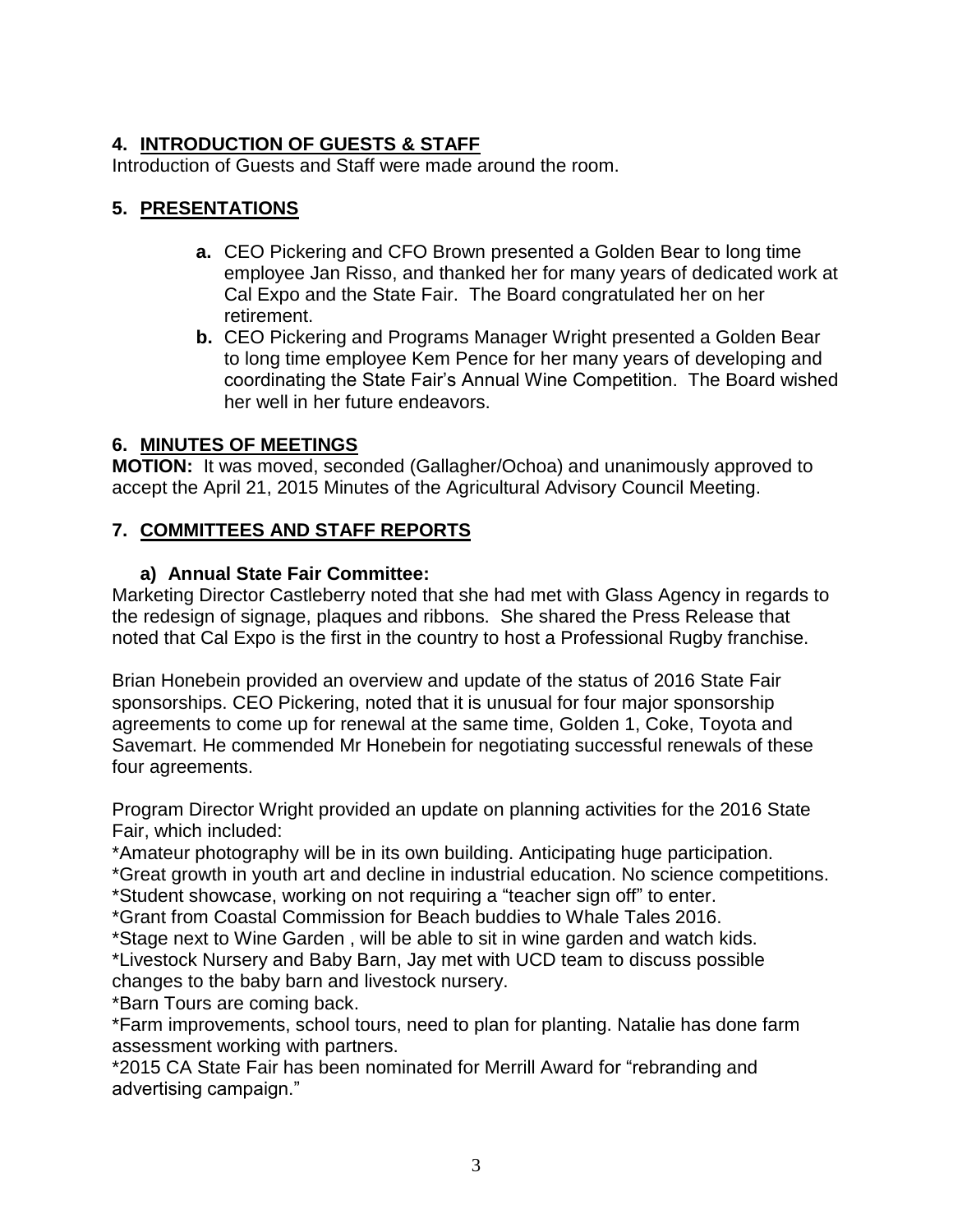## 4. INTRODUCTION OF GUESTS & STAFF

Introduction of Guests and Staff were made around the room.

## 5. PRESENTATIONS

- **a.** CEO Pickering and CFO Brown presented a Golden Bear to long time employee Jan Risso, and thanked her for many years of dedicated work at Cal Expo and the State Fair. The Board congratulated her on her retirement.
- **b.** CEO Pickering and Programs Manager Wright presented a Golden Bear to long time employee Kem Pence for her many years of developing and coordinating the State Fair's Annual Wine Competition. The Board wished her well in her future endeavors.

## 6. MINUTES OF MEETINGS

**MOTION:** It was moved, seconded (Gallagher/Ochoa) and unanimously approved to accept the April 21, 2015 Minutes of the Agricultural Advisory Council Meeting.

## 7. COMMITTEES AND STAFF REPORTS

### a) Annual State Fair Committee:

Marketing Director Castleberry noted that she had met with Glass Agency in regards to the redesign of signage, plaques and ribbons. She shared the Press Release that noted that Cal Expo is the first in the country to host a Professional Rugby franchise.

Brian Honebein provided an overview and update of the status of 2016 State Fair sponsorships. CEO Pickering, noted that it is unusual for four major sponsorship agreements to come up for renewal at the same time, Golden 1, Coke, Toyota and Savemart. He commended Mr Honebein for negotiating successful renewals of these four agreements.

Program Director Wright provided an update on planning activities for the 2016 State Fair, which included:

*Amateur photography will be in its own building. Anticipating huge participation.
*Great growth in youth art and decline in industrial education. No science competitions.
*Student showcase, working on not requiring a "teacher sign off" to enter.
*Grant from Coastal Commission for Beach buddies to Whale Tales 2016.
*Stage next to Wine Garden , will be able to sit in wine garden and watch kids.
*Livestock Nursery and Baby Barn, Jay met with UCD team to discuss possible changes to the baby barn and livestock nursery.
*Barn Tours are coming back.
*Farm improvements, school tours, need to plan for planting. Natalie has done farm assessment working with partners.
*2015 CA State Fair has been nominated for Merrill Award for "rebranding and advertising campaign."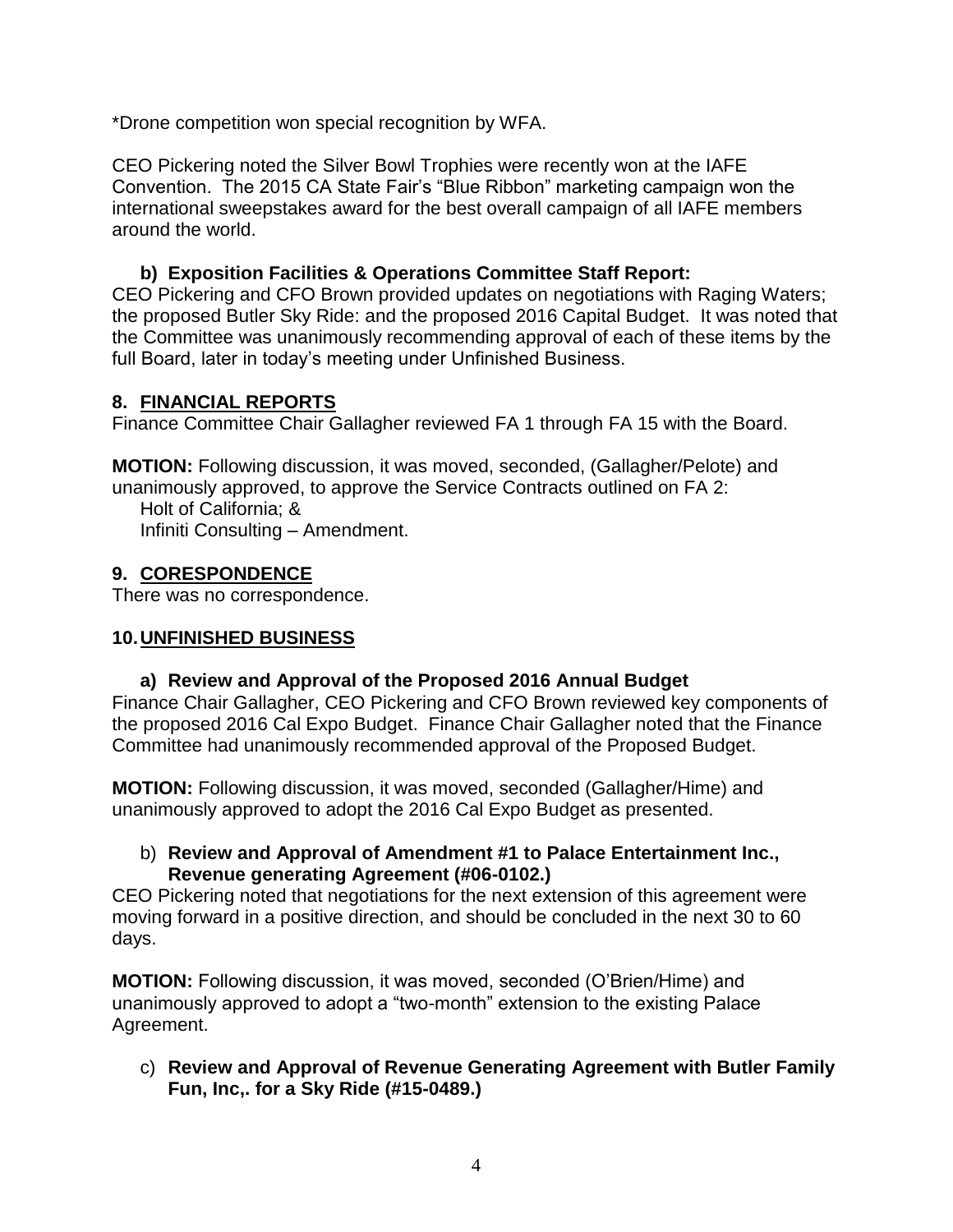*Drone competition won special recognition by WFA.

CEO Pickering noted the Silver Bowl Trophies were recently won at the IAFE Convention. The 2015 CA State Fair's "Blue Ribbon" marketing campaign won the international sweepstakes award for the best overall campaign of all IAFE members around the world.

**b) Exposition Facilities & Operations Committee Staff Report:**

CEO Pickering and CFO Brown provided updates on negotiations with Raging Waters; the proposed Butler Sky Ride: and the proposed 2016 Capital Budget. It was noted that the Committee was unanimously recommending approval of each of these items by the full Board, later in today's meeting under Unfinished Business.

## 8. FINANCIAL REPORTS

Finance Committee Chair Gallagher reviewed FA 1 through FA 15 with the Board.

**MOTION:** Following discussion, it was moved, seconded, (Gallagher/Pelote) and unanimously approved, to approve the Service Contracts outlined on FA 2:

Holt of California; &
Infiniti Consulting – Amendment.

## 9. CORESPONDENCE

There was no correspondence.

## 10. UNFINISHED BUSINESS

**a) Review and Approval of the Proposed 2016 Annual Budget**

Finance Chair Gallagher, CEO Pickering and CFO Brown reviewed key components of the proposed 2016 Cal Expo Budget. Finance Chair Gallagher noted that the Finance Committee had unanimously recommended approval of the Proposed Budget.

**MOTION:** Following discussion, it was moved, seconded (Gallagher/Hime) and unanimously approved to adopt the 2016 Cal Expo Budget as presented.

b) **Review and Approval of Amendment #1 to Palace Entertainment Inc., Revenue generating Agreement (#06-0102.)**

CEO Pickering noted that negotiations for the next extension of this agreement were moving forward in a positive direction, and should be concluded in the next 30 to 60 days.

**MOTION:** Following discussion, it was moved, seconded (O'Brien/Hime) and unanimously approved to adopt a "two-month" extension to the existing Palace Agreement.

c) **Review and Approval of Revenue Generating Agreement with Butler Family Fun, Inc,. for a Sky Ride (#15-0489.)**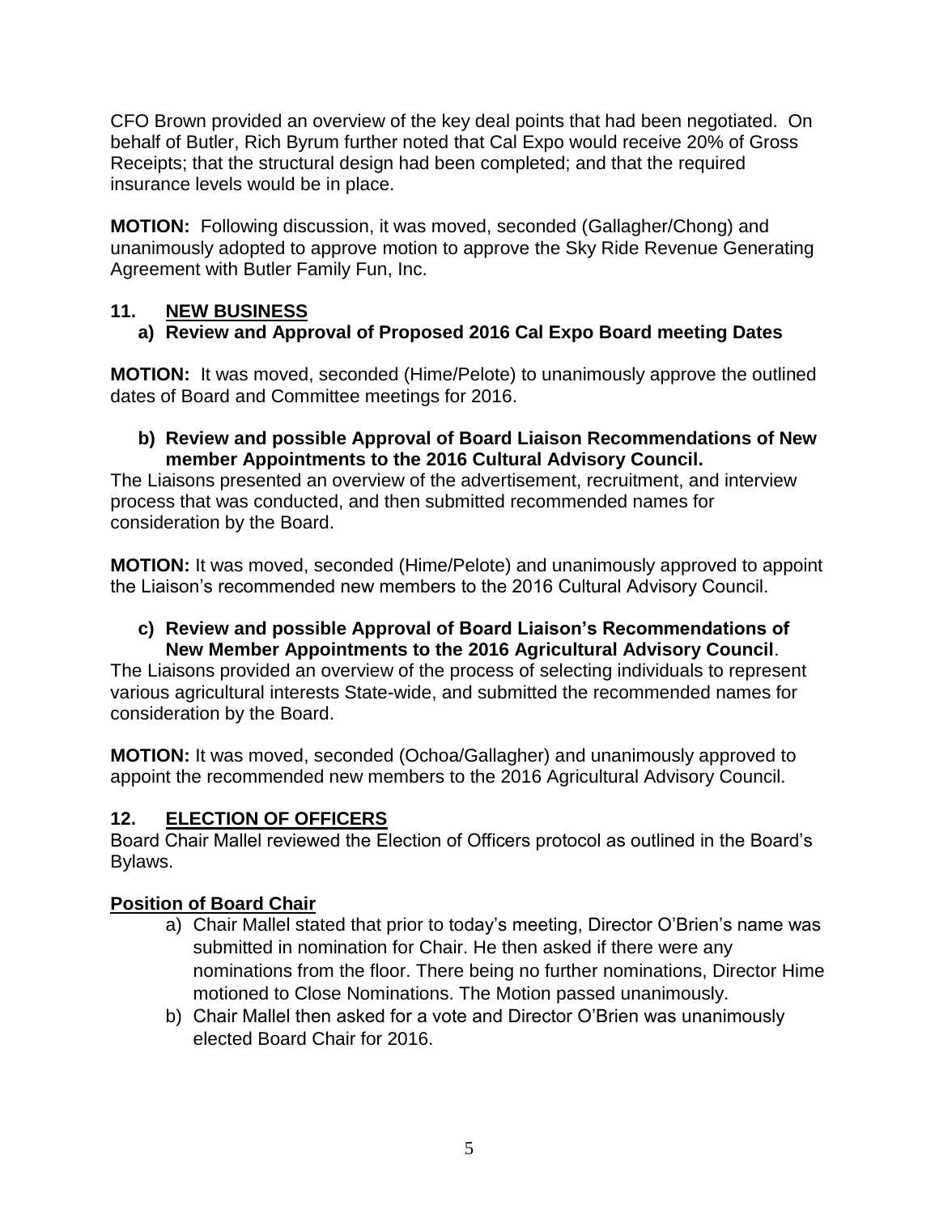CFO Brown provided an overview of the key deal points that had been negotiated. On behalf of Butler, Rich Byrum further noted that Cal Expo would receive 20% of Gross Receipts; that the structural design had been completed; and that the required insurance levels would be in place.

**MOTION:** Following discussion, it was moved, seconded (Gallagher/Chong) and unanimously adopted to approve motion to approve the Sky Ride Revenue Generating Agreement with Butler Family Fun, Inc.

## 11. NEW BUSINESS

### a) Review and Approval of Proposed 2016 Cal Expo Board meeting Dates

**MOTION:** It was moved, seconded (Hime/Pelote) to unanimously approve the outlined dates of Board and Committee meetings for 2016.

### b) Review and possible Approval of Board Liaison Recommendations of New member Appointments to the 2016 Cultural Advisory Council.

The Liaisons presented an overview of the advertisement, recruitment, and interview process that was conducted, and then submitted recommended names for consideration by the Board.

**MOTION:** It was moved, seconded (Hime/Pelote) and unanimously approved to appoint the Liaison's recommended new members to the 2016 Cultural Advisory Council.

### c) Review and possible Approval of Board Liaison's Recommendations of New Member Appointments to the 2016 Agricultural Advisory Council.

The Liaisons provided an overview of the process of selecting individuals to represent various agricultural interests State-wide, and submitted the recommended names for consideration by the Board.

**MOTION:** It was moved, seconded (Ochoa/Gallagher) and unanimously approved to appoint the recommended new members to the 2016 Agricultural Advisory Council.

## 12. ELECTION OF OFFICERS

Board Chair Mallel reviewed the Election of Officers protocol as outlined in the Board's Bylaws.

**Position of Board Chair**

a) Chair Mallel stated that prior to today's meeting, Director O'Brien's name was submitted in nomination for Chair. He then asked if there were any nominations from the floor. There being no further nominations, Director Hime motioned to Close Nominations. The Motion passed unanimously.

b) Chair Mallel then asked for a vote and Director O'Brien was unanimously elected Board Chair for 2016.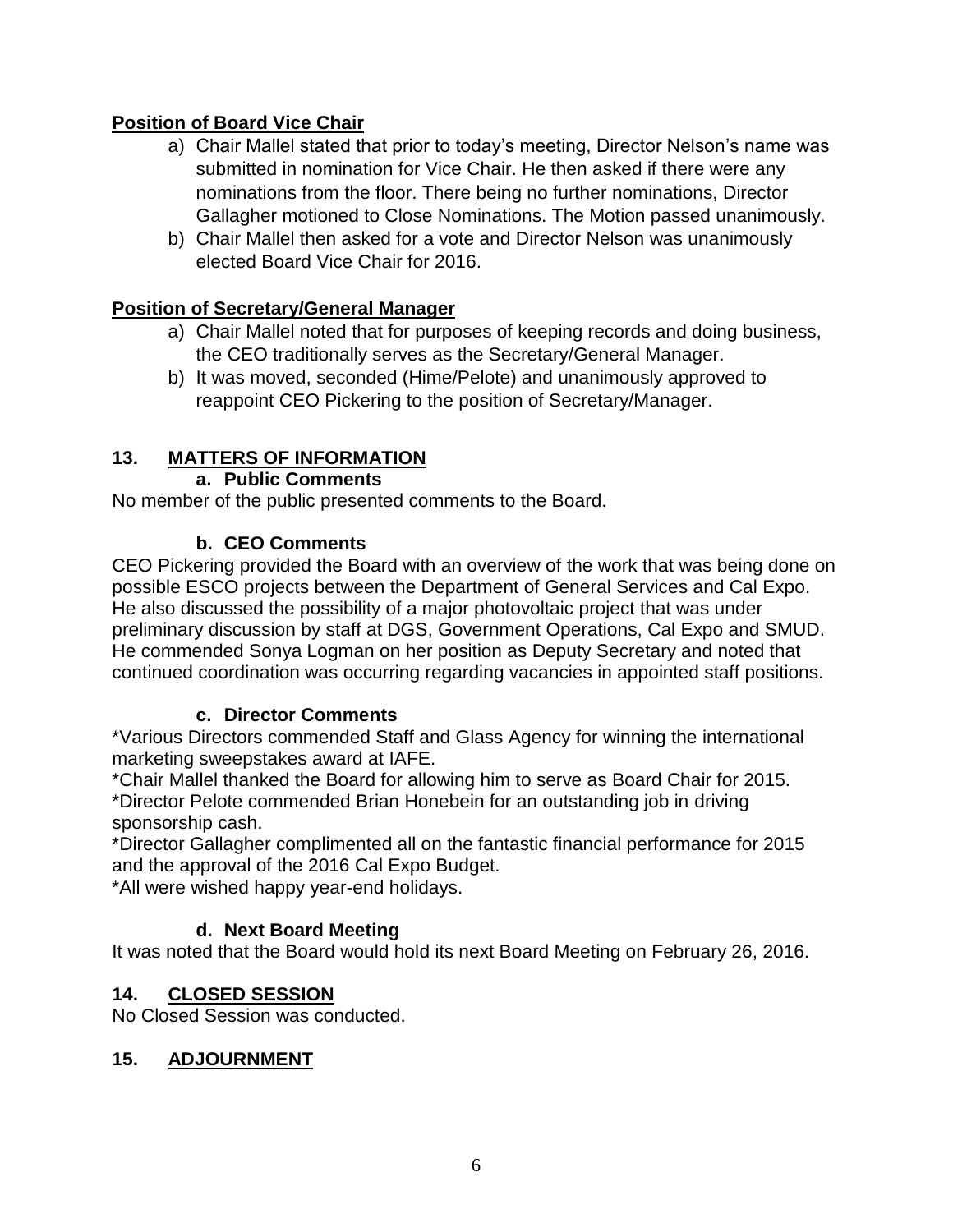**Position of Board Vice Chair**

a) Chair Mallel stated that prior to today's meeting, Director Nelson's name was submitted in nomination for Vice Chair. He then asked if there were any nominations from the floor. There being no further nominations, Director Gallagher motioned to Close Nominations. The Motion passed unanimously.
b) Chair Mallel then asked for a vote and Director Nelson was unanimously elected Board Vice Chair for 2016.

**Position of Secretary/General Manager**

a) Chair Mallel noted that for purposes of keeping records and doing business, the CEO traditionally serves as the Secretary/General Manager.
b) It was moved, seconded (Hime/Pelote) and unanimously approved to reappoint CEO Pickering to the position of Secretary/Manager.

## 13. MATTERS OF INFORMATION

### a. Public Comments

No member of the public presented comments to the Board.

### b. CEO Comments

CEO Pickering provided the Board with an overview of the work that was being done on possible ESCO projects between the Department of General Services and Cal Expo. He also discussed the possibility of a major photovoltaic project that was under preliminary discussion by staff at DGS, Government Operations, Cal Expo and SMUD. He commended Sonya Logman on her position as Deputy Secretary and noted that continued coordination was occurring regarding vacancies in appointed staff positions.

### c. Director Comments

*Various Directors commended Staff and Glass Agency for winning the international marketing sweepstakes award at IAFE.
*Chair Mallel thanked the Board for allowing him to serve as Board Chair for 2015.
*Director Pelote commended Brian Honebein for an outstanding job in driving sponsorship cash.
*Director Gallagher complimented all on the fantastic financial performance for 2015 and the approval of the 2016 Cal Expo Budget.
*All were wished happy year-end holidays.

### d. Next Board Meeting

It was noted that the Board would hold its next Board Meeting on February 26, 2016.

## 14. CLOSED SESSION

No Closed Session was conducted.

## 15. ADJOURNMENT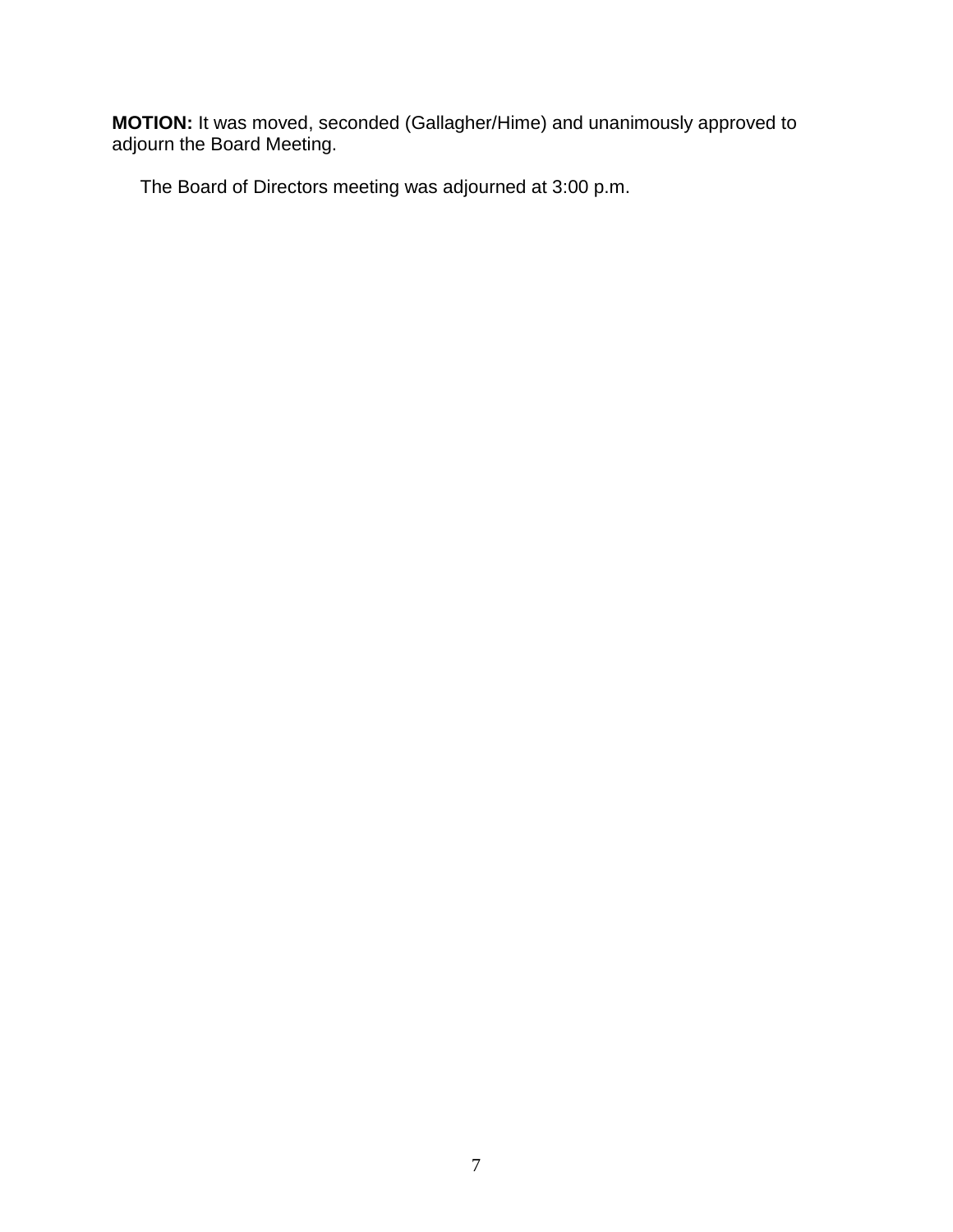**MOTION:** It was moved, seconded (Gallagher/Hime) and unanimously approved to adjourn the Board Meeting.

The Board of Directors meeting was adjourned at 3:00 p.m.